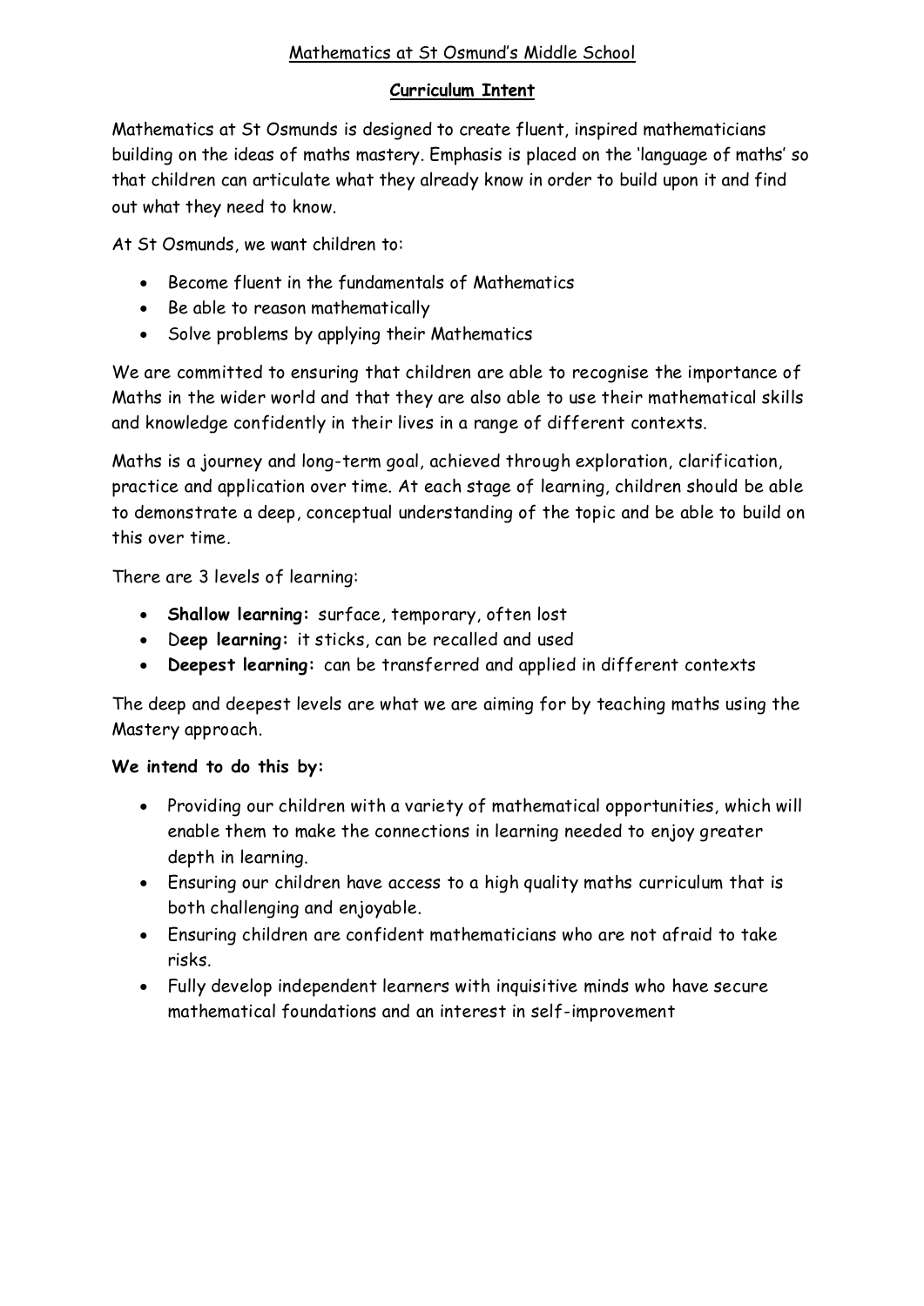# Mathematics at St Osmund's Middle School

## Curriculum Intent

Mathematics at St Osmunds is designed to create fluent, inspired mathematicians building on the ideas of maths mastery. Emphasis is placed on the 'language of maths' so that children can articulate what they already know in order to build upon it and find out what they need to know.

At St Osmunds, we want children to:

- Become fluent in the fundamentals of Mathematics
- Be able to reason mathematically
- Solve problems by applying their Mathematics

We are committed to ensuring that children are able to recognise the importance of Maths in the wider world and that they are also able to use their mathematical skills and knowledge confidently in their lives in a range of different contexts.

Maths is a journey and long-term goal, achieved through exploration, clarification, practice and application over time. At each stage of learning, children should be able to demonstrate a deep, conceptual understanding of the topic and be able to build on this over time.

There are 3 levels of learning:

- **Shallow learning:** surface, temporary, often lost
- D**eep learning:** it sticks, can be recalled and used
- **Deepest learning:** can be transferred and applied in different contexts

The deep and deepest levels are what we are aiming for by teaching maths using the Mastery approach.

**We intend to do this by:**

- Providing our children with a variety of mathematical opportunities, which will enable them to make the connections in learning needed to enjoy greater depth in learning.
- Ensuring our children have access to a high quality maths curriculum that is both challenging and enjoyable.
- Ensuring children are confident mathematicians who are not afraid to take risks.
- Fully develop independent learners with inquisitive minds who have secure mathematical foundations and an interest in self-improvement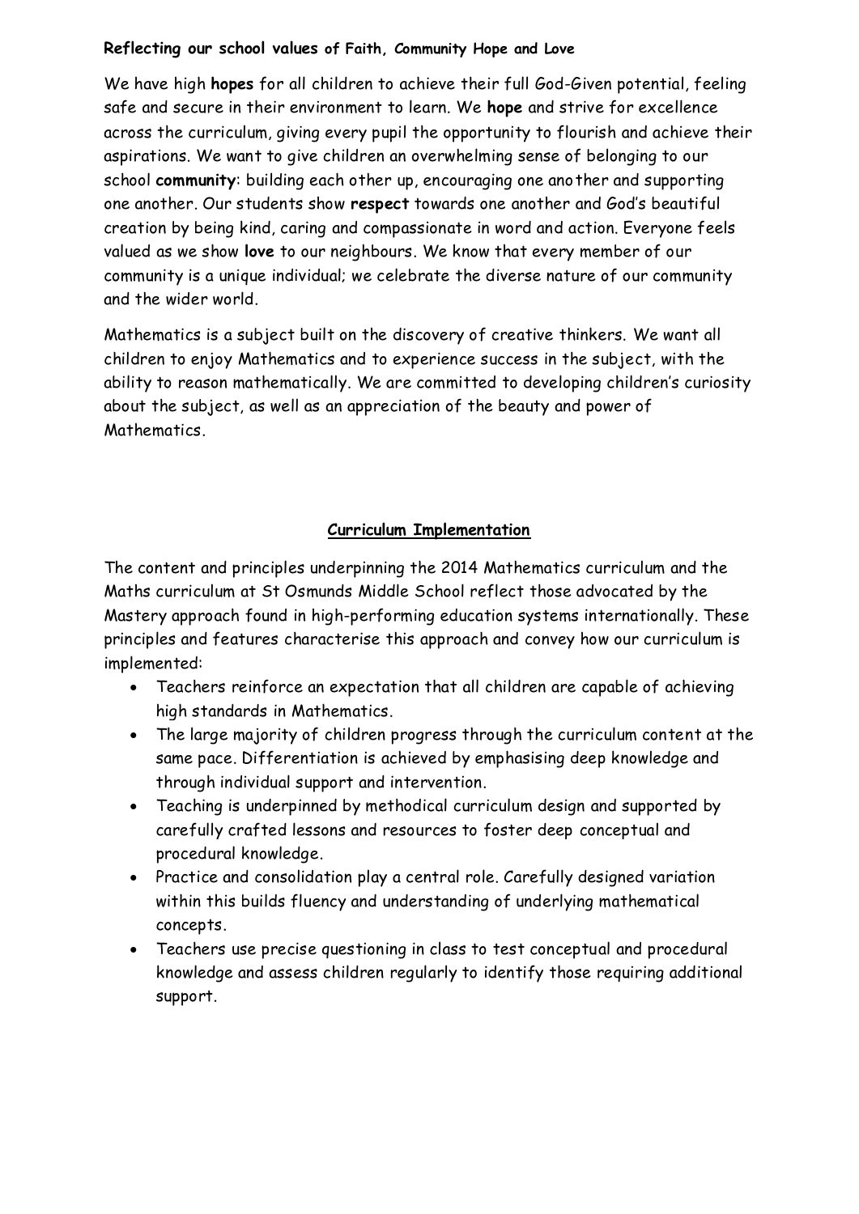**Reflecting our school values of Faith, Community Hope and Love**

We have high **hopes** for all children to achieve their full God-Given potential, feeling safe and secure in their environment to learn. We **hope** and strive for excellence across the curriculum, giving every pupil the opportunity to flourish and achieve their aspirations. We want to give children an overwhelming sense of belonging to our school **community**: building each other up, encouraging one another and supporting one another. Our students show **respect** towards one another and God's beautiful creation by being kind, caring and compassionate in word and action. Everyone feels valued as we show **love** to our neighbours. We know that every member of our community is a unique individual; we celebrate the diverse nature of our community and the wider world.

Mathematics is a subject built on the discovery of creative thinkers. We want all children to enjoy Mathematics and to experience success in the subject, with the ability to reason mathematically. We are committed to developing children's curiosity about the subject, as well as an appreciation of the beauty and power of Mathematics.

## Curriculum Implementation

The content and principles underpinning the 2014 Mathematics curriculum and the Maths curriculum at St Osmunds Middle School reflect those advocated by the Mastery approach found in high-performing education systems internationally. These principles and features characterise this approach and convey how our curriculum is implemented:

- Teachers reinforce an expectation that all children are capable of achieving high standards in Mathematics.
- The large majority of children progress through the curriculum content at the same pace. Differentiation is achieved by emphasising deep knowledge and through individual support and intervention.
- Teaching is underpinned by methodical curriculum design and supported by carefully crafted lessons and resources to foster deep conceptual and procedural knowledge.
- Practice and consolidation play a central role. Carefully designed variation within this builds fluency and understanding of underlying mathematical concepts.
- Teachers use precise questioning in class to test conceptual and procedural knowledge and assess children regularly to identify those requiring additional support.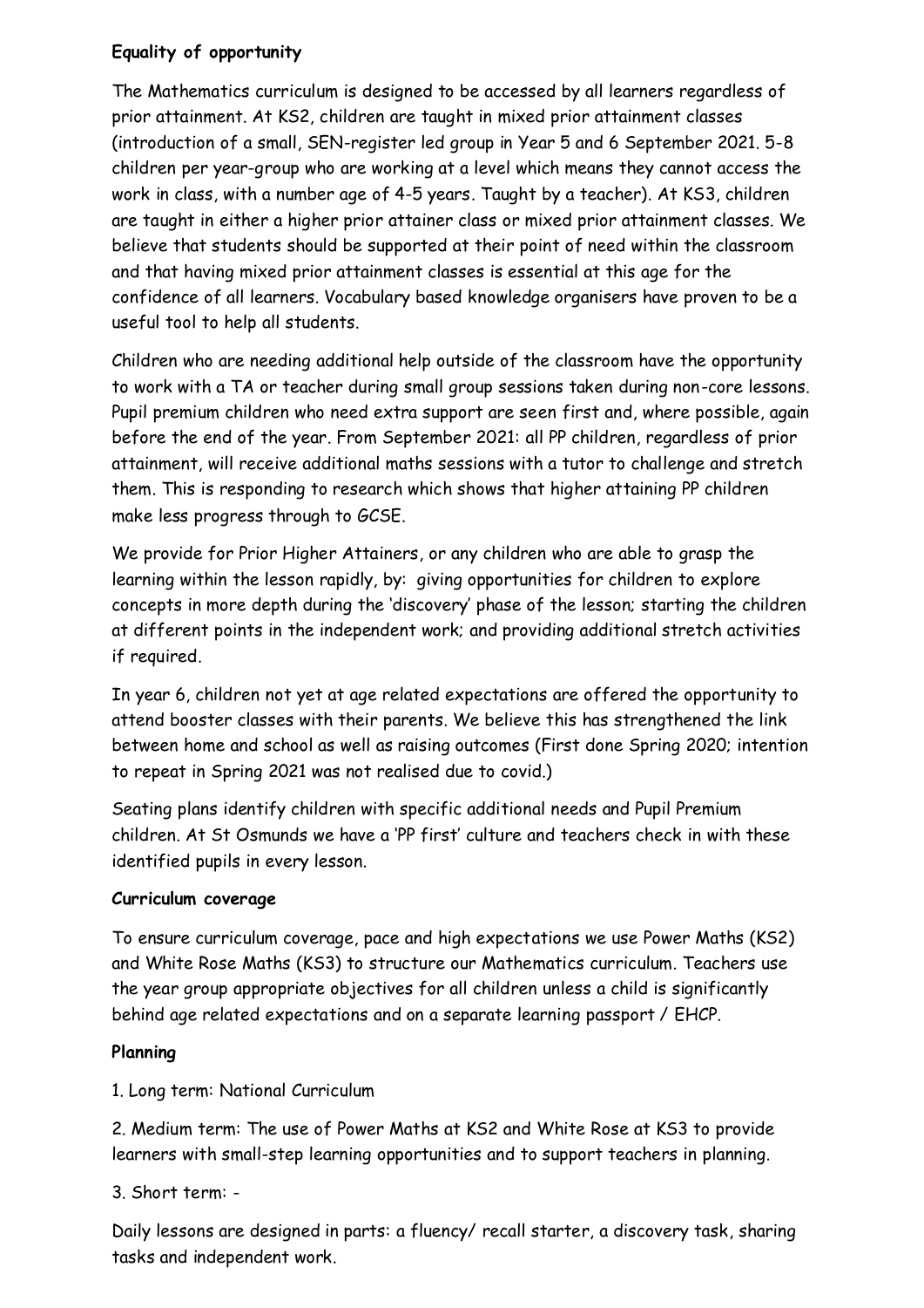**Equality of opportunity**

The Mathematics curriculum is designed to be accessed by all learners regardless of prior attainment. At KS2, children are taught in mixed prior attainment classes (introduction of a small, SEN-register led group in Year 5 and 6 September 2021. 5-8 children per year-group who are working at a level which means they cannot access the work in class, with a number age of 4-5 years. Taught by a teacher). At KS3, children are taught in either a higher prior attainer class or mixed prior attainment classes. We believe that students should be supported at their point of need within the classroom and that having mixed prior attainment classes is essential at this age for the confidence of all learners. Vocabulary based knowledge organisers have proven to be a useful tool to help all students.

Children who are needing additional help outside of the classroom have the opportunity to work with a TA or teacher during small group sessions taken during non-core lessons. Pupil premium children who need extra support are seen first and, where possible, again before the end of the year. From September 2021: all PP children, regardless of prior attainment, will receive additional maths sessions with a tutor to challenge and stretch them. This is responding to research which shows that higher attaining PP children make less progress through to GCSE.

We provide for Prior Higher Attainers, or any children who are able to grasp the learning within the lesson rapidly, by: giving opportunities for children to explore concepts in more depth during the 'discovery' phase of the lesson; starting the children at different points in the independent work; and providing additional stretch activities if required.

In year 6, children not yet at age related expectations are offered the opportunity to attend booster classes with their parents. We believe this has strengthened the link between home and school as well as raising outcomes (First done Spring 2020; intention to repeat in Spring 2021 was not realised due to covid.)

Seating plans identify children with specific additional needs and Pupil Premium children. At St Osmunds we have a 'PP first' culture and teachers check in with these identified pupils in every lesson.

**Curriculum coverage**

To ensure curriculum coverage, pace and high expectations we use Power Maths (KS2) and White Rose Maths (KS3) to structure our Mathematics curriculum. Teachers use the year group appropriate objectives for all children unless a child is significantly behind age related expectations and on a separate learning passport / EHCP.

**Planning**

1. Long term: National Curriculum

2. Medium term: The use of Power Maths at KS2 and White Rose at KS3 to provide learners with small-step learning opportunities and to support teachers in planning.

3. Short term: -

Daily lessons are designed in parts: a fluency/ recall starter, a discovery task, sharing tasks and independent work.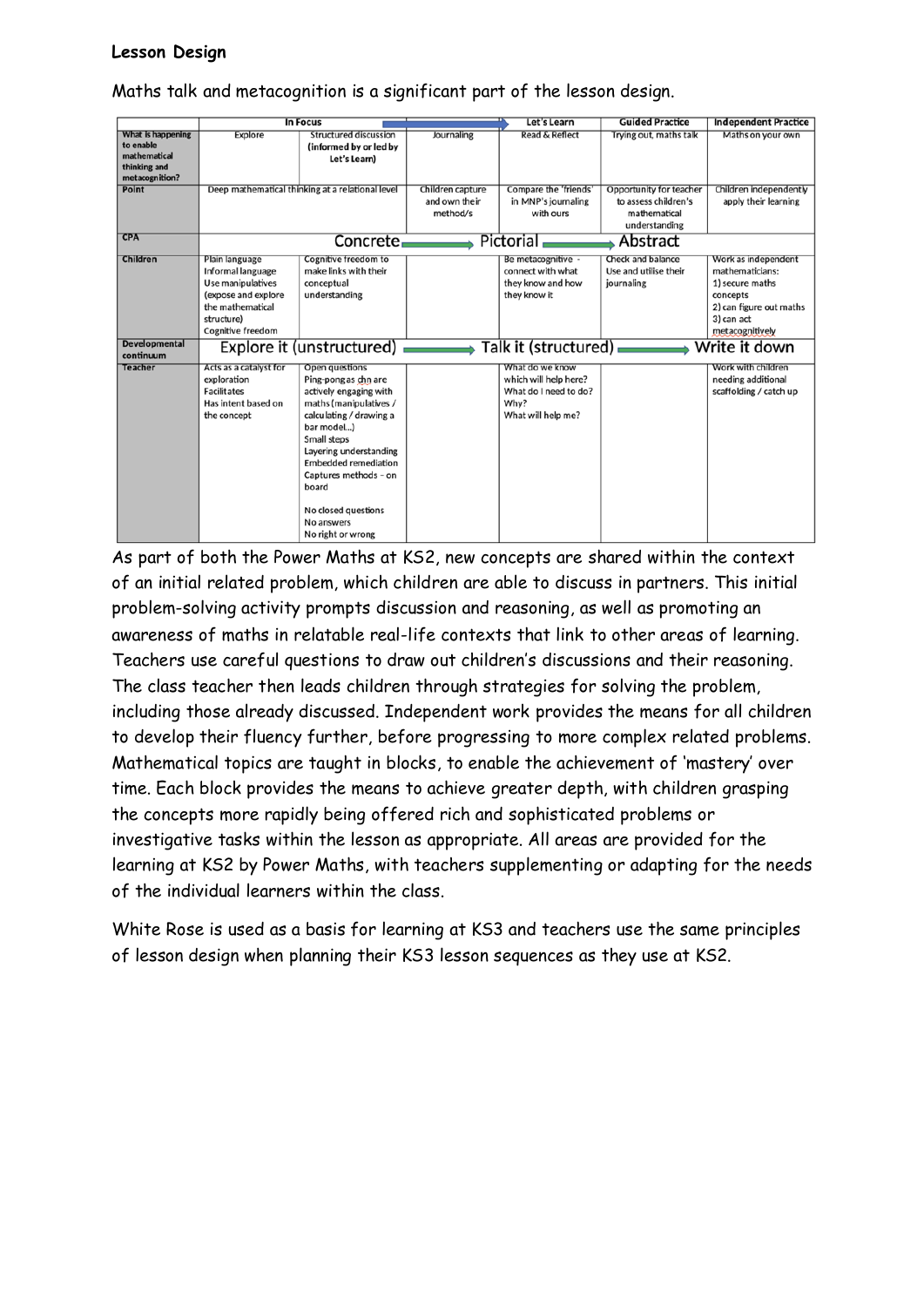**Lesson Design**

Maths talk and metacognition is a significant part of the lesson design.

| | In Focus | | | Let's Learn | Guided Practice | Independent Practice |
|---|---|---|---|---|---|---|
| What is happening to enable mathematical thinking and metacognition? | Explore | Structured discussion (informed by or led by Let's Learn) | Journaling | Read & Reflect | Trying out, maths talk | Maths on your own |
| Point | Deep mathematical thinking at a relational level | | Children capture and own their method/s | Compare the 'friends' in MNP's journaling with ours | Opportunity for teacher to assess children's mathematical understanding | Children independently apply their learning |
| CPA | Concrete → Pictorial → Abstract | | | | | |
| Children | Plain language<br>Informal language<br>Use manipulatives (expose and explore the mathematical structure)<br>Cognitive freedom | Cognitive freedom to make links with their conceptual understanding | | Be metacognitive - connect with what they know and how they know it | Check and balance<br>Use and utilise their journaling | Work as independent mathematicians:<br>1) secure maths concepts<br>2) can figure out maths<br>3) can act metacognitively |
| Developmental continuum | Explore it (unstructured) → Talk it (structured) → Write it down | | | | | |
| Teacher | Acts as a catalyst for exploration<br>Facilitates<br>Has intent based on the concept | Open questions<br>Ping-pong as chn are actively engaging with maths (manipulatives / calculating / drawing a bar model...)<br>Small steps<br>Layering understanding<br>Embedded remediation<br>Captures methods – on board<br><br>No closed questions<br>No answers<br>No right or wrong | | What do we know which will help here?<br>What do I need to do?<br>Why?<br>What will help me? | | Work with children needing additional scaffolding / catch up |

As part of both the Power Maths at KS2, new concepts are shared within the context of an initial related problem, which children are able to discuss in partners. This initial problem-solving activity prompts discussion and reasoning, as well as promoting an awareness of maths in relatable real-life contexts that link to other areas of learning. Teachers use careful questions to draw out children's discussions and their reasoning. The class teacher then leads children through strategies for solving the problem, including those already discussed. Independent work provides the means for all children to develop their fluency further, before progressing to more complex related problems. Mathematical topics are taught in blocks, to enable the achievement of 'mastery' over time. Each block provides the means to achieve greater depth, with children grasping the concepts more rapidly being offered rich and sophisticated problems or investigative tasks within the lesson as appropriate. All areas are provided for the learning at KS2 by Power Maths, with teachers supplementing or adapting for the needs of the individual learners within the class.

White Rose is used as a basis for learning at KS3 and teachers use the same principles of lesson design when planning their KS3 lesson sequences as they use at KS2.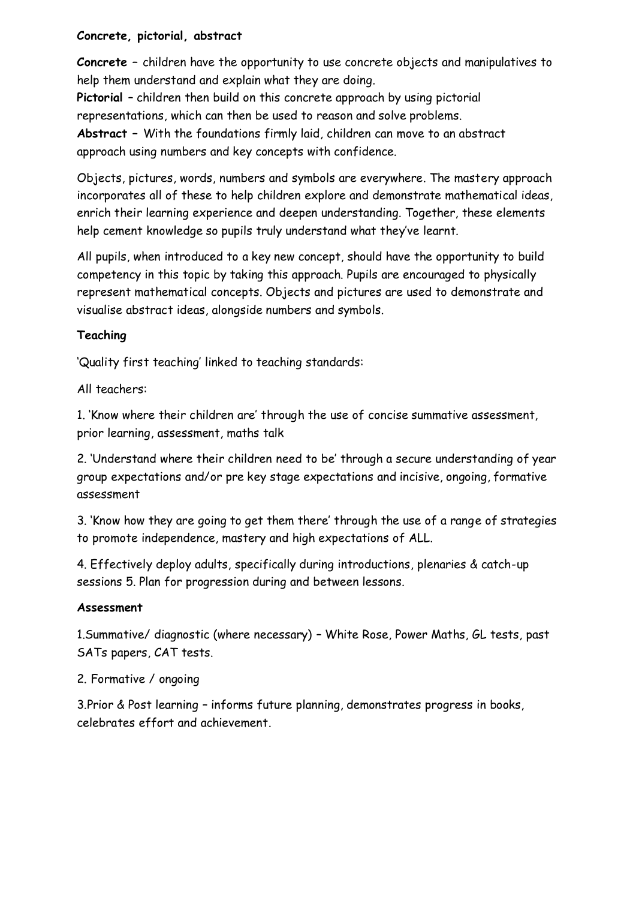**Concrete, pictorial, abstract**

**Concrete** – children have the opportunity to use concrete objects and manipulatives to help them understand and explain what they are doing.
**Pictorial** – children then build on this concrete approach by using pictorial representations, which can then be used to reason and solve problems.
**Abstract** – With the foundations firmly laid, children can move to an abstract approach using numbers and key concepts with confidence.

Objects, pictures, words, numbers and symbols are everywhere. The mastery approach incorporates all of these to help children explore and demonstrate mathematical ideas, enrich their learning experience and deepen understanding. Together, these elements help cement knowledge so pupils truly understand what they've learnt.

All pupils, when introduced to a key new concept, should have the opportunity to build competency in this topic by taking this approach. Pupils are encouraged to physically represent mathematical concepts. Objects and pictures are used to demonstrate and visualise abstract ideas, alongside numbers and symbols.

**Teaching**

'Quality first teaching' linked to teaching standards:

All teachers:

1. 'Know where their children are' through the use of concise summative assessment, prior learning, assessment, maths talk

2. 'Understand where their children need to be' through a secure understanding of year group expectations and/or pre key stage expectations and incisive, ongoing, formative assessment

3. 'Know how they are going to get them there' through the use of a range of strategies to promote independence, mastery and high expectations of ALL.

4. Effectively deploy adults, specifically during introductions, plenaries & catch-up sessions 5. Plan for progression during and between lessons.

**Assessment**

1.Summative/ diagnostic (where necessary) – White Rose, Power Maths, GL tests, past SATs papers, CAT tests.

2. Formative / ongoing

3.Prior & Post learning – informs future planning, demonstrates progress in books, celebrates effort and achievement.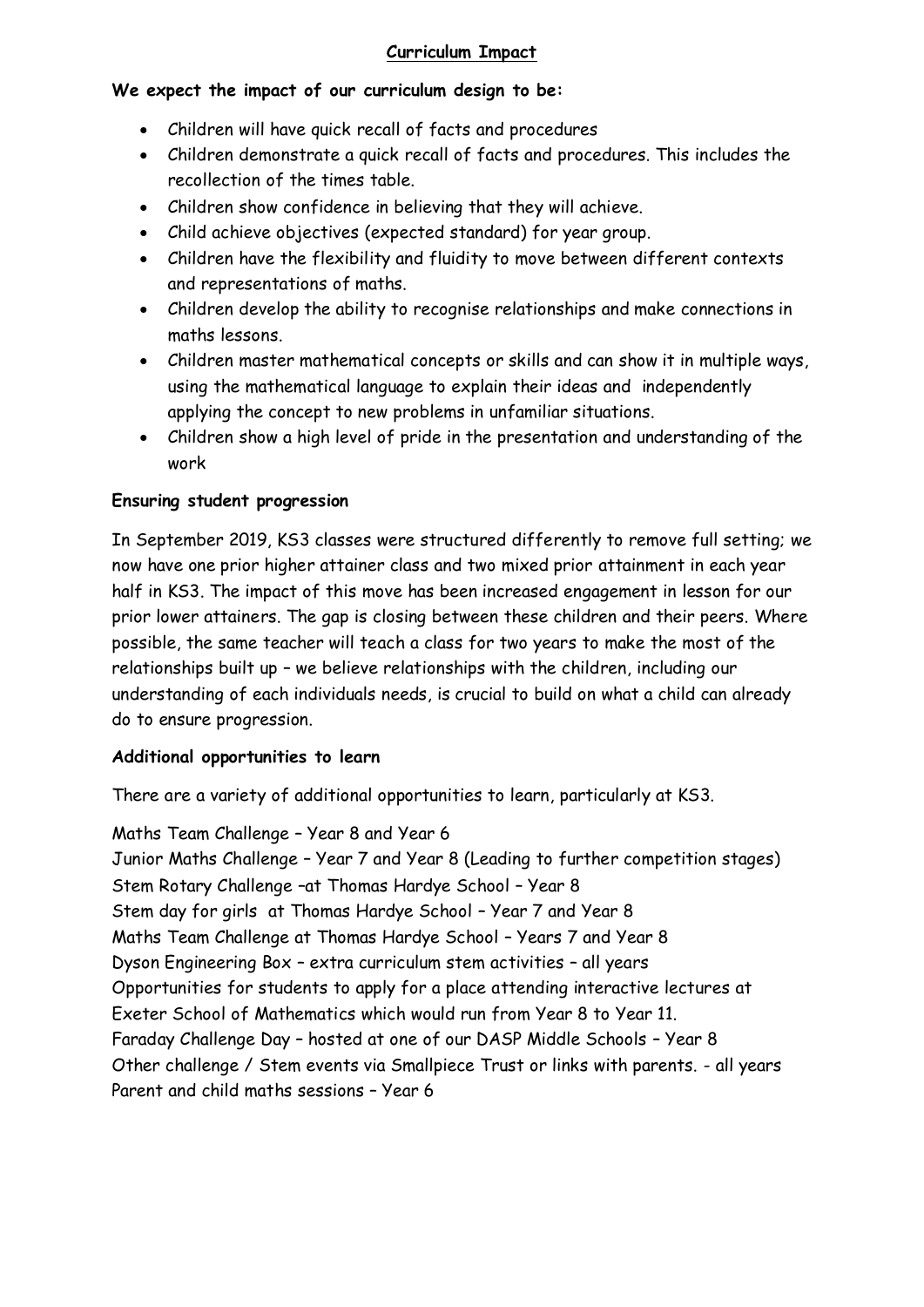## Curriculum Impact

**We expect the impact of our curriculum design to be:**

- Children will have quick recall of facts and procedures
- Children demonstrate a quick recall of facts and procedures. This includes the recollection of the times table.
- Children show confidence in believing that they will achieve.
- Child achieve objectives (expected standard) for year group.
- Children have the flexibility and fluidity to move between different contexts and representations of maths.
- Children develop the ability to recognise relationships and make connections in maths lessons.
- Children master mathematical concepts or skills and can show it in multiple ways, using the mathematical language to explain their ideas and independently applying the concept to new problems in unfamiliar situations.
- Children show a high level of pride in the presentation and understanding of the work

**Ensuring student progression**

In September 2019, KS3 classes were structured differently to remove full setting; we now have one prior higher attainer class and two mixed prior attainment in each year half in KS3. The impact of this move has been increased engagement in lesson for our prior lower attainers. The gap is closing between these children and their peers. Where possible, the same teacher will teach a class for two years to make the most of the relationships built up – we believe relationships with the children, including our understanding of each individuals needs, is crucial to build on what a child can already do to ensure progression.

**Additional opportunities to learn**

There are a variety of additional opportunities to learn, particularly at KS3.

Maths Team Challenge – Year 8 and Year 6
Junior Maths Challenge – Year 7 and Year 8 (Leading to further competition stages)
Stem Rotary Challenge –at Thomas Hardye School – Year 8
Stem day for girls at Thomas Hardye School – Year 7 and Year 8
Maths Team Challenge at Thomas Hardye School – Years 7 and Year 8
Dyson Engineering Box – extra curriculum stem activities – all years
Opportunities for students to apply for a place attending interactive lectures at Exeter School of Mathematics which would run from Year 8 to Year 11.
Faraday Challenge Day – hosted at one of our DASP Middle Schools – Year 8
Other challenge / Stem events via Smallpiece Trust or links with parents. - all years
Parent and child maths sessions – Year 6